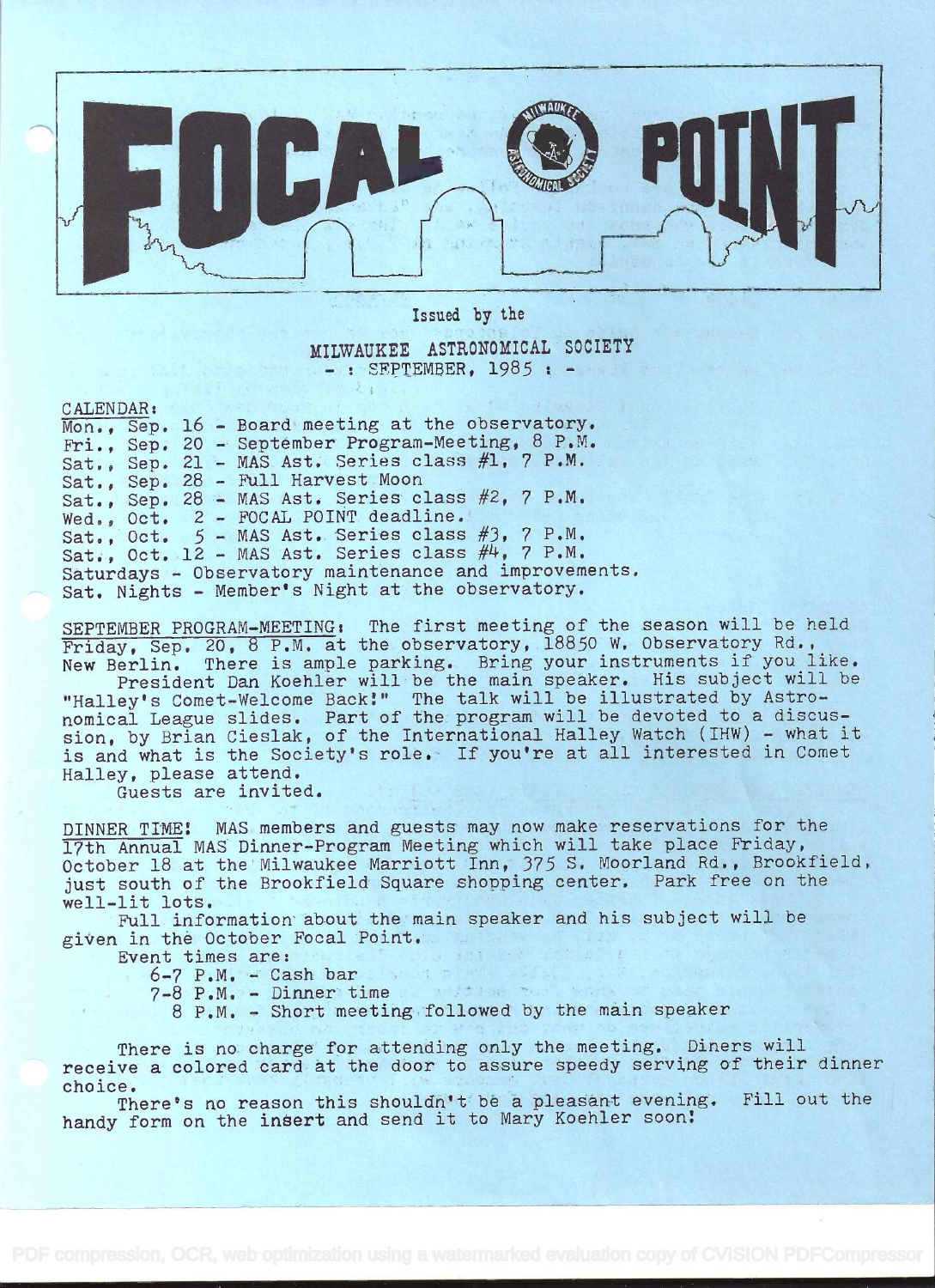# FOCAL POINT

Issued by the

MILWAUKEE ASTRONOMICAL SOCIETY

- : SEPTEMBER, 1985 : -

CALENDAR:

Mon., Sep. 16 - Board meeting at the observatory.
Fri., Sep. 20 - September Program-Meeting, 8 P.M.
Sat., Sep. 21 - MAS Ast. Series class #1, 7 P.M.
Sat., Sep. 28 - Full Harvest Moon
Sat., Sep. 28 - MAS Ast. Series class #2, 7 P.M.
Wed., Oct. 2 - FOCAL POINT deadline.
Sat., Oct. 5 - MAS Ast. Series class #3, 7 P.M.
Sat., Oct. 12 - MAS Ast. Series class #4, 7 P.M.
Saturdays - Observatory maintenance and improvements.
Sat. Nights - Member's Night at the observatory.

SEPTEMBER PROGRAM-MEETING: The first meeting of the season will be held Friday, Sep. 20, 8 P.M. at the observatory, 18850 W. Observatory Rd., New Berlin. There is ample parking. Bring your instruments if you like.

President Dan Koehler will be the main speaker. His subject will be "Halley's Comet-Welcome Back!" The talk will be illustrated by Astronomical League slides. Part of the program will be devoted to a discussion, by Brian Cieslak, of the International Halley Watch (IHW) - what it is and what is the Society's role. If you're at all interested in Comet Halley, please attend.

Guests are invited.

DINNER TIME! MAS members and guests may now make reservations for the 17th Annual MAS Dinner-Program Meeting which will take place Friday, October 18 at the Milwaukee Marriott Inn, 375 S. Moorland Rd., Brookfield, just south of the Brookfield Square shopping center. Park free on the well-lit lots.

Full information about the main speaker and his subject will be given in the October Focal Point.

Event times are:

6-7 P.M. - Cash bar
7-8 P.M. - Dinner time
8 P.M. - Short meeting followed by the main speaker

There is no charge for attending only the meeting. Diners will receive a colored card at the door to assure speedy serving of their dinner choice.

There's no reason this shouldn't be a pleasant evening. Fill out the handy form on the insert and send it to Mary Koehler soon!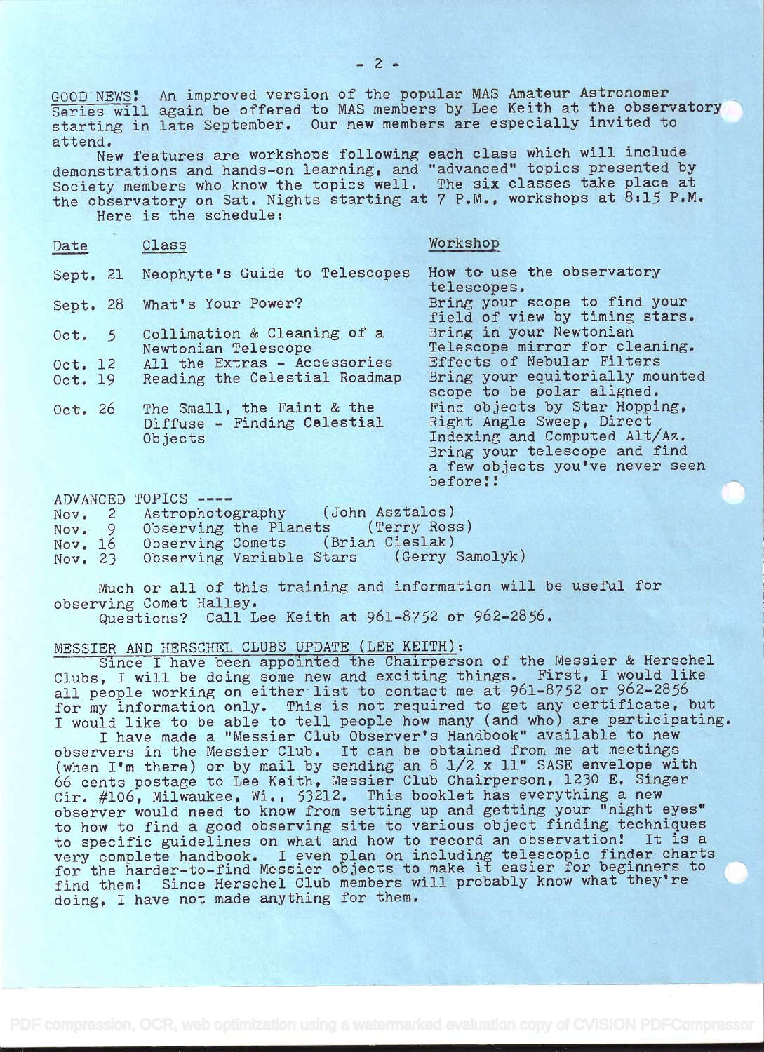GOOD NEWS! An improved version of the popular MAS Amateur Astronomer Series will again be offered to MAS members by Lee Keith at the observatory starting in late September. Our new members are especially invited to attend.

New features are workshops following each class which will include demonstrations and hands-on learning, and "advanced" topics presented by Society members who know the topics well. The six classes take place at the observatory on Sat. Nights starting at 7 P.M., workshops at 8:15 P.M.

Here is the schedule:

| Date | Class | Workshop |
|---|---|---|
| Sept. 21 | Neophyte's Guide to Telescopes | How to use the observatory telescopes. |
| Sept. 28 | What's Your Power? | Bring your scope to find your field of view by timing stars. |
| Oct. 5 | Collimation & Cleaning of a Newtonian Telescope | Bring in your Newtonian Telescope mirror for cleaning. |
| Oct. 12 | All the Extras - Accessories | Effects of Nebular Filters |
| Oct. 19 | Reading the Celestial Roadmap | Bring your equitorially mounted scope to be polar aligned. |
| Oct. 26 | The Small, the Faint & the Diffuse - Finding Celestial Objects | Find objects by Star Hopping, Right Angle Sweep, Direct Indexing and Computed Alt/Az. Bring your telescope and find a few objects you've never seen before!! |

ADVANCED TOPICS ----

- Nov. 2 Astrophotography (John Asztalos)
- Nov. 9 Observing the Planets (Terry Ross)
- Nov. 16 Observing Comets (Brian Cieslak)
- Nov. 23 Observing Variable Stars (Gerry Samolyk)

Much or all of this training and information will be useful for observing Comet Halley.

Questions? Call Lee Keith at 961-8752 or 962-2856.

MESSIER AND HERSCHEL CLUBS UPDATE (LEE KEITH):

Since I have been appointed the Chairperson of the Messier & Herschel Clubs, I will be doing some new and exciting things. First, I would like all people working on either list to contact me at 961-8752 or 962-2856 for my information only. This is not required to get any certificate, but I would like to be able to tell people how many (and who) are participating.

I have made a "Messier Club Observer's Handbook" available to new observers in the Messier Club. It can be obtained from me at meetings (when I'm there) or by mail by sending an 8 1/2 x 11" SASE envelope with 66 cents postage to Lee Keith, Messier Club Chairperson, 1230 E. Singer Cir. #106, Milwaukee, Wi., 53212. This booklet has everything a new observer would need to know from setting up and getting your "night eyes" to how to find a good observing site to various object finding techniques to specific guidelines on what and how to record an observation! It is a very complete handbook. I even plan on including telescopic finder charts for the harder-to-find Messier objects to make it easier for beginners to find them! Since Herschel Club members will probably know what they're doing, I have not made anything for them.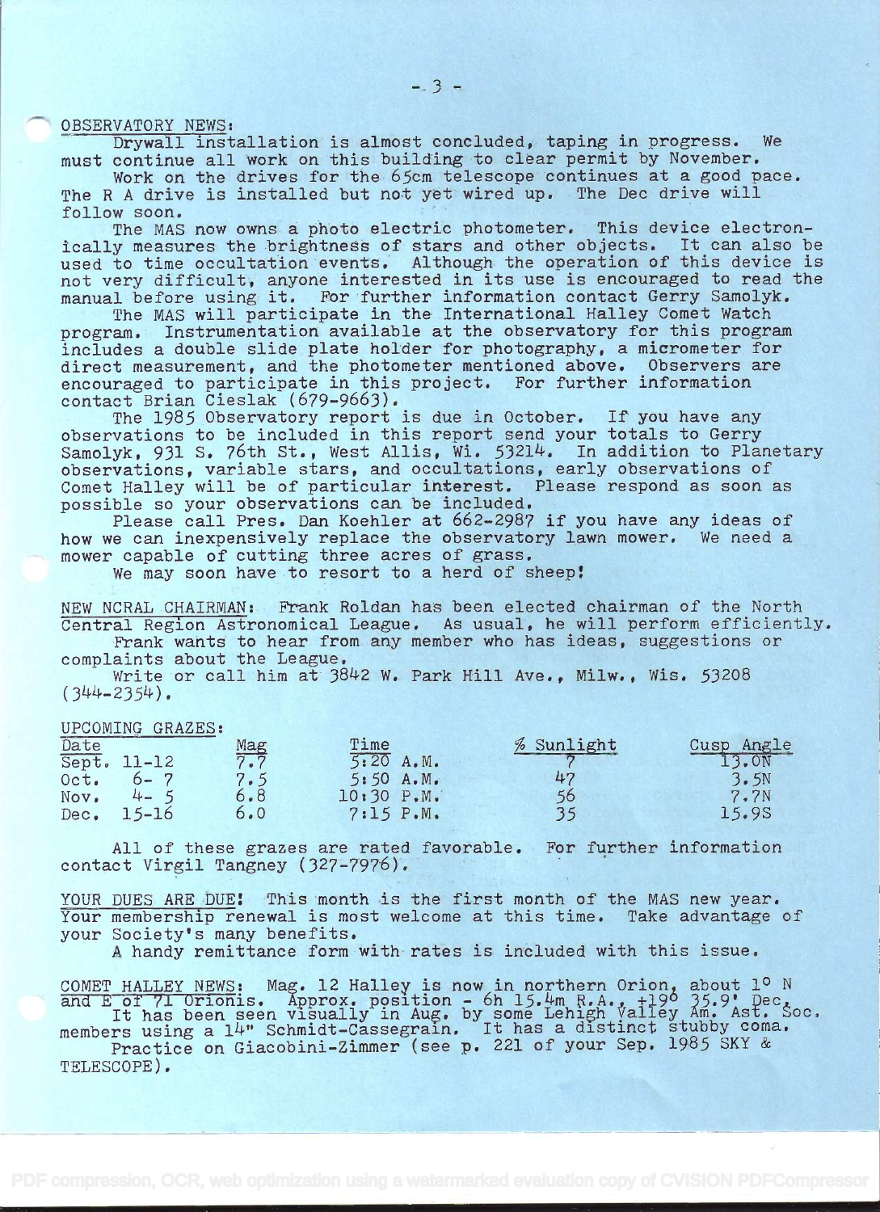OBSERVATORY NEWS:

Drywall installation is almost concluded, taping in progress. We must continue all work on this building to clear permit by November.

Work on the drives for the 65cm telescope continues at a good pace. The R A drive is installed but not yet wired up. The Dec drive will follow soon.

The MAS now owns a photo electric photometer. This device electronically measures the brightness of stars and other objects. It can also be used to time occultation events. Although the operation of this device is not very difficult, anyone interested in its use is encouraged to read the manual before using it. For further information contact Gerry Samolyk.

The MAS will participate in the International Halley Comet Watch program. Instrumentation available at the observatory for this program includes a double slide plate holder for photography, a micrometer for direct measurement, and the photometer mentioned above. Observers are encouraged to participate in this project. For further information contact Brian Cieslak (679-9663).

The 1985 Observatory report is due in October. If you have any observations to be included in this report send your totals to Gerry Samolyk, 931 S. 76th St., West Allis, Wi. 53214. In addition to Planetary observations, variable stars, and occultations, early observations of Comet Halley will be of particular interest. Please respond as soon as possible so your observations can be included.

Please call Pres. Dan Koehler at 662-2987 if you have any ideas of how we can inexpensively replace the observatory lawn mower. We need a mower capable of cutting three acres of grass.

We may soon have to resort to a herd of sheep!

NEW NCRAL CHAIRMAN: Frank Roldan has been elected chairman of the North Central Region Astronomical League. As usual, he will perform efficiently.

Frank wants to hear from any member who has ideas, suggestions or complaints about the League.

Write or call him at 3842 W. Park Hill Ave., Milw., Wis. 53208 (344-2354).

UPCOMING GRAZES:

| Date | Mag | Time | % Sunlight | Cusp Angle |
|---|---|---|---|---|
| Sept. 11-12 | 7.7 | 5:20 A.M. | 7 | 13.0N |
| Oct. 6- 7 | 7.5 | 5:50 A.M. | 47 | 3.5N |
| Nov. 4- 5 | 6.8 | 10:30 P.M. | 56 | 7.7N |
| Dec. 15-16 | 6.0 | 7:15 P.M. | 35 | 15.9S |

All of these grazes are rated favorable. For further information contact Virgil Tangney (327-7976).

YOUR DUES ARE DUE! This month is the first month of the MAS new year. Your membership renewal is most welcome at this time. Take advantage of your Society's many benefits.

A handy remittance form with rates is included with this issue.

COMET HALLEY NEWS: Mag. 12 Halley is now in northern Orion, about 1° N and E of 71 Orionis. Approx. position - 6h 15.4m R.A., +19° 35.9' Dec.

It has been seen visually in Aug. by some Lehigh Valley Am. Ast. Soc. members using a 14" Schmidt-Cassegrain. It has a distinct stubby coma.

Practice on Giacobini-Zimmer (see p. 221 of your Sep. 1985 SKY & TELESCOPE).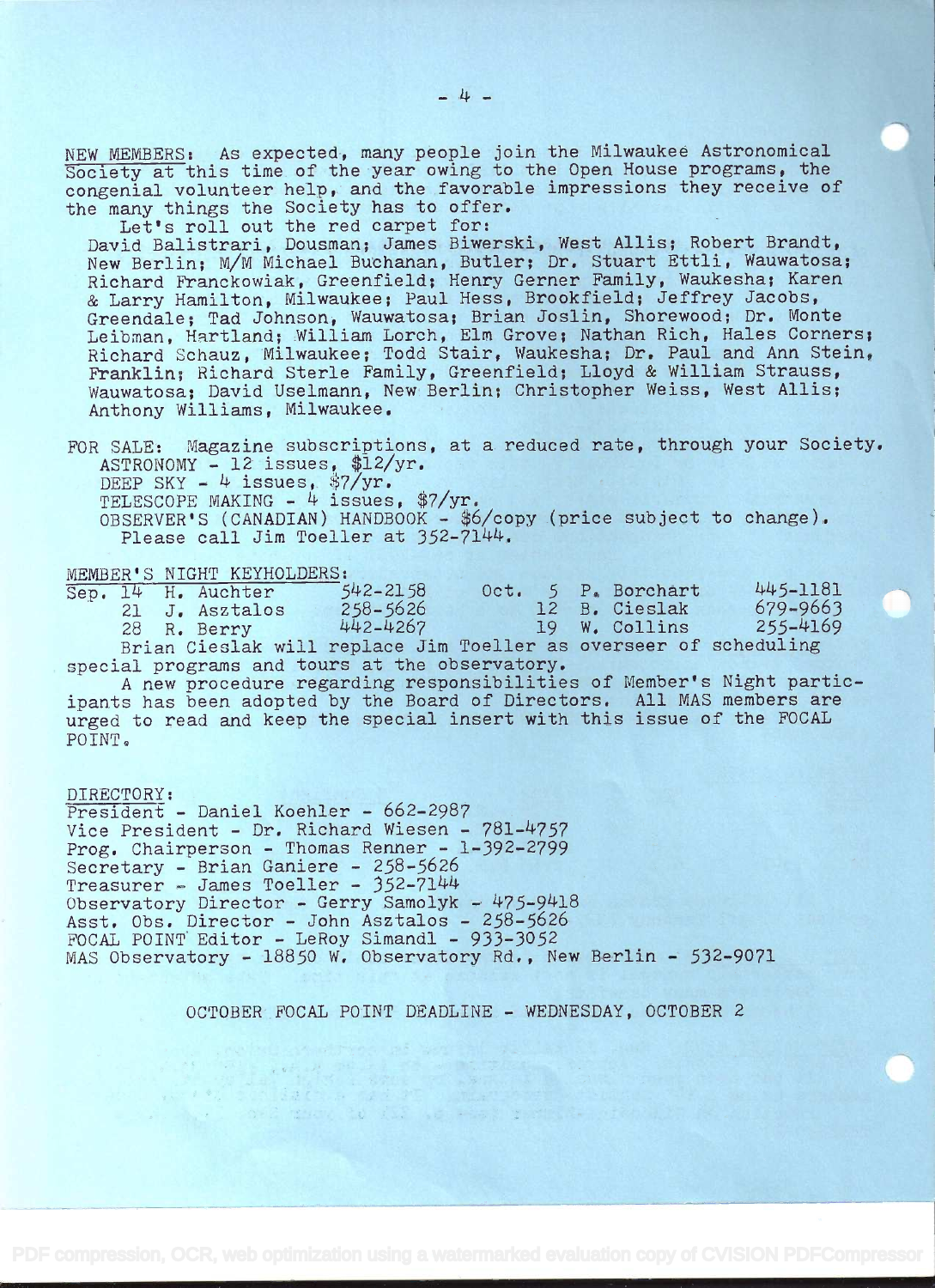NEW MEMBERS: As expected, many people join the Milwaukee Astronomical Society at this time of the year owing to the Open House programs, the congenial volunteer help, and the favorable impressions they receive of the many things the Society has to offer.

Let's roll out the red carpet for:

David Balistrari, Dousman; James Biwerski, West Allis; Robert Brandt, New Berlin; M/M Michael Buchanan, Butler; Dr. Stuart Ettli, Wauwatosa; Richard Franckowiak, Greenfield; Henry Gerner Family, Waukesha; Karen & Larry Hamilton, Milwaukee; Paul Hess, Brookfield; Jeffrey Jacobs, Greendale; Tad Johnson, Wauwatosa; Brian Joslin, Shorewood; Dr. Monte Leibman, Hartland; William Lorch, Elm Grove; Nathan Rich, Hales Corners; Richard Schauz, Milwaukee; Todd Stair, Waukesha; Dr. Paul and Ann Stein, Franklin; Richard Sterle Family, Greenfield; Lloyd & William Strauss, Wauwatosa; David Uselmann, New Berlin; Christopher Weiss, West Allis; Anthony Williams, Milwaukee.

FOR SALE: Magazine subscriptions, at a reduced rate, through your Society.
ASTRONOMY - 12 issues, $12/yr.
DEEP SKY - 4 issues, $7/yr.
TELESCOPE MAKING - 4 issues, $7/yr.
OBSERVER'S (CANADIAN) HANDBOOK - $6/copy (price subject to change).
Please call Jim Toeller at 352-7144.

MEMBER'S NIGHT KEYHOLDERS:

| | | | | | |
|---|---|---|---|---|---|
| Sep. 14 | H. Auchter | 542-2158 | Oct. 5 | P. Borchart | 445-1181 |
| 21 | J. Asztalos | 258-5626 | 12 | B. Cieslak | 679-9663 |
| 28 | R. Berry | 442-4267 | 19 | W. Collins | 255-4169 |

Brian Cieslak will replace Jim Toeller as overseer of scheduling special programs and tours at the observatory.

A new procedure regarding responsibilities of Member's Night participants has been adopted by the Board of Directors. All MAS members are urged to read and keep the special insert with this issue of the FOCAL POINT.

DIRECTORY:
President - Daniel Koehler - 662-2987
Vice President - Dr. Richard Wiesen - 781-4757
Prog. Chairperson - Thomas Renner - 1-392-2799
Secretary - Brian Ganiere - 258-5626
Treasurer - James Toeller - 352-7144
Observatory Director - Gerry Samolyk - 475-9418
Asst. Obs. Director - John Asztalos - 258-5626
FOCAL POINT Editor - LeRoy Simandl - 933-3052
MAS Observatory - 18850 W. Observatory Rd., New Berlin - 532-9071

OCTOBER FOCAL POINT DEADLINE - WEDNESDAY, OCTOBER 2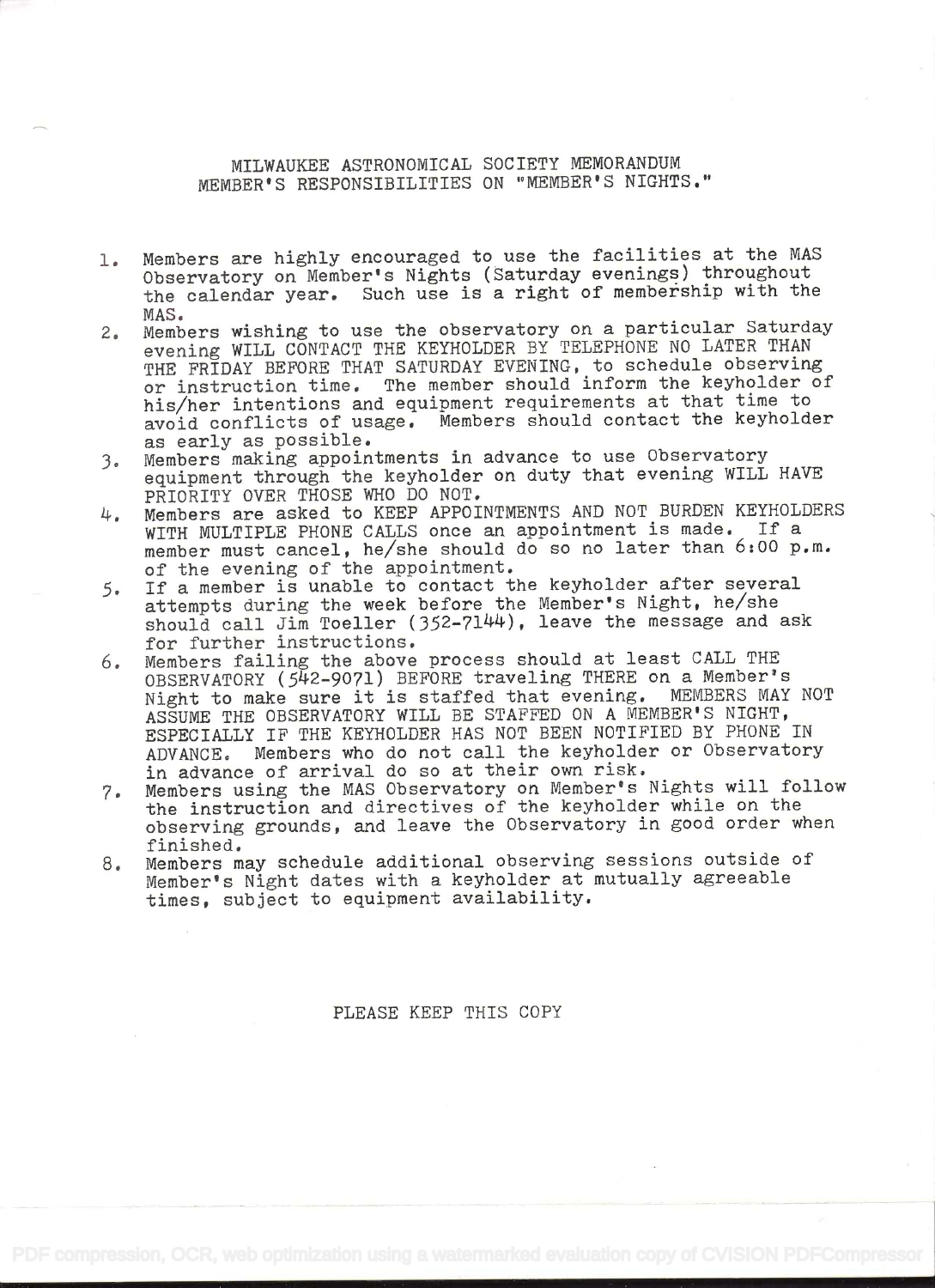MILWAUKEE ASTRONOMICAL SOCIETY MEMORANDUM
MEMBER'S RESPONSIBILITIES ON "MEMBER'S NIGHTS."

1. Members are highly encouraged to use the facilities at the MAS Observatory on Member's Nights (Saturday evenings) throughout the calendar year. Such use is a right of membership with the MAS.
2. Members wishing to use the observatory on a particular Saturday evening WILL CONTACT THE KEYHOLDER BY TELEPHONE NO LATER THAN THE FRIDAY BEFORE THAT SATURDAY EVENING, to schedule observing or instruction time. The member should inform the keyholder of his/her intentions and equipment requirements at that time to avoid conflicts of usage. Members should contact the keyholder as early as possible.
3. Members making appointments in advance to use Observatory equipment through the keyholder on duty that evening WILL HAVE PRIORITY OVER THOSE WHO DO NOT.
4. Members are asked to KEEP APPOINTMENTS AND NOT BURDEN KEYHOLDERS WITH MULTIPLE PHONE CALLS once an appointment is made. If a member must cancel, he/she should do so no later than 6:00 p.m. of the evening of the appointment.
5. If a member is unable to contact the keyholder after several attempts during the week before the Member's Night, he/she should call Jim Toeller (352-7144), leave the message and ask for further instructions.
6. Members failing the above process should at least CALL THE OBSERVATORY (542-9071) BEFORE traveling THERE on a Member's Night to make sure it is staffed that evening. MEMBERS MAY NOT ASSUME THE OBSERVATORY WILL BE STAFFED ON A MEMBER'S NIGHT, ESPECIALLY IF THE KEYHOLDER HAS NOT BEEN NOTIFIED BY PHONE IN ADVANCE. Members who do not call the keyholder or Observatory in advance of arrival do so at their own risk.
7. Members using the MAS Observatory on Member's Nights will follow the instruction and directives of the keyholder while on the observing grounds, and leave the Observatory in good order when finished.
8. Members may schedule additional observing sessions outside of Member's Night dates with a keyholder at mutually agreeable times, subject to equipment availability.

PLEASE KEEP THIS COPY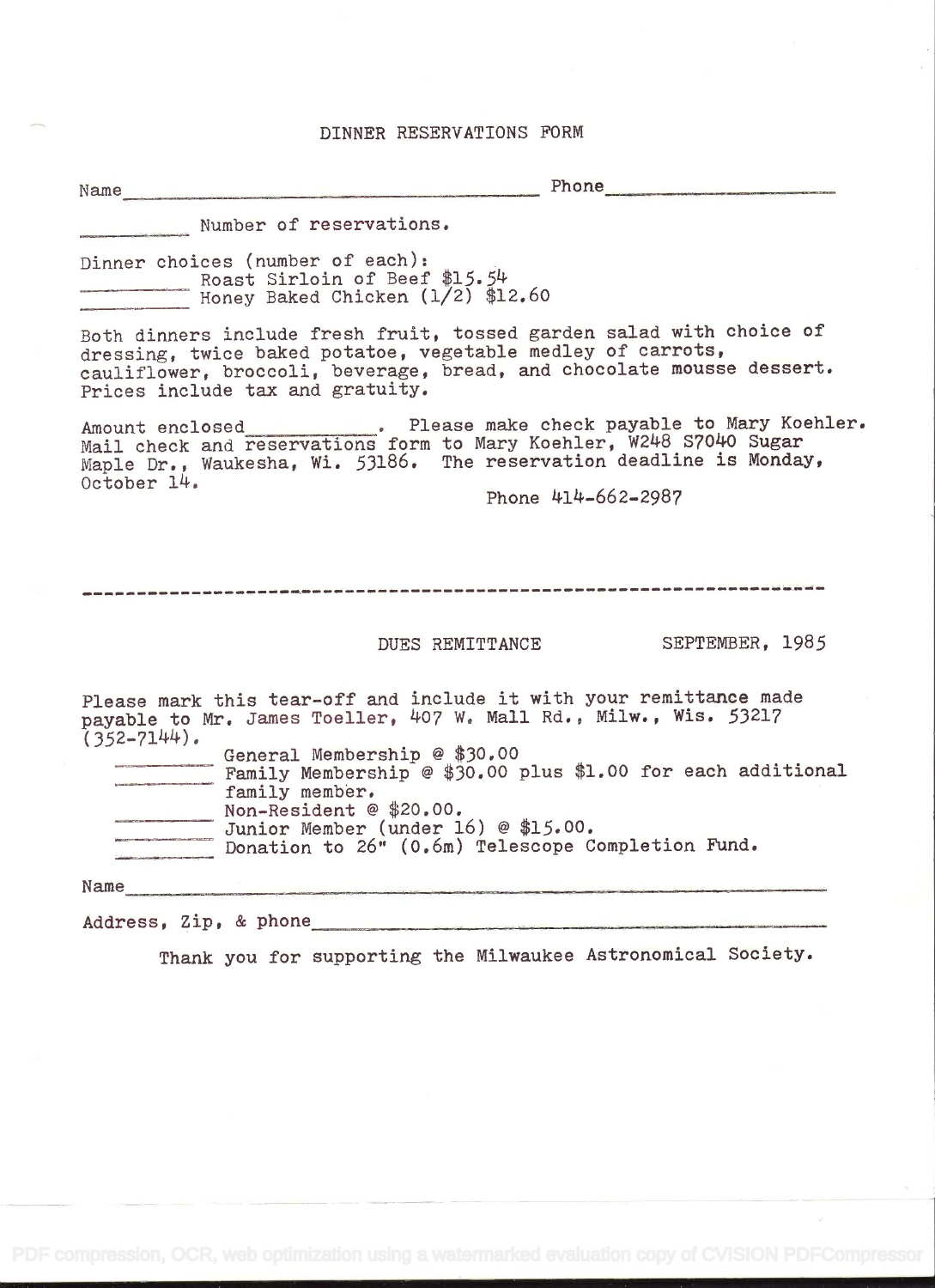# DINNER RESERVATIONS FORM

Name\_\_\_\_\_\_\_\_\_\_\_\_\_\_\_\_\_\_\_\_\_\_\_\_\_\_\_\_\_\_\_\_\_\_\_\_ Phone\_\_\_\_\_\_\_\_\_\_\_\_\_\_\_\_\_\_\_\_

\_\_\_\_\_\_\_\_\_ Number of reservations.

Dinner choices (number of each):

\_\_\_\_\_\_\_\_\_ Roast Sirloin of Beef $15.54

\_\_\_\_\_\_\_\_\_ Honey Baked Chicken (1/2) $12.60

Both dinners include fresh fruit, tossed garden salad with choice of dressing, twice baked potatoe, vegetable medley of carrots, cauliflower, broccoli, beverage, bread, and chocolate mousse dessert. Prices include tax and gratuity.

Amount enclosed\_\_\_\_\_\_\_\_\_\_\_. Please make check payable to Mary Koehler. Mail check and reservations form to Mary Koehler, W248 S7040 Sugar Maple Dr., Waukesha, Wi. 53186. The reservation deadline is Monday, October 14.

Phone 414-662-2987

---

## DUES REMITTANCE — SEPTEMBER, 1985

Please mark this tear-off and include it with your remittance made payable to Mr. James Toeller, 407 W. Mall Rd., Milw., Wis. 53217 (352-7144).

\_\_\_\_\_\_\_\_\_ General Membership @ $30.00

\_\_\_\_\_\_\_\_\_ Family Membership @ $30.00 plus $1.00 for each additional family member.

\_\_\_\_\_\_\_\_\_ Non-Resident @ $20.00.

\_\_\_\_\_\_\_\_\_ Junior Member (under 16) @ $15.00.

\_\_\_\_\_\_\_\_\_ Donation to 26" (0.6m) Telescope Completion Fund.

Name\_\_\_\_\_\_\_\_\_\_\_\_\_\_\_\_\_\_\_\_\_\_\_\_\_\_\_\_\_\_\_\_\_\_\_\_\_\_\_\_\_\_\_\_\_\_\_\_

Address, Zip, & phone\_\_\_\_\_\_\_\_\_\_\_\_\_\_\_\_\_\_\_\_\_\_\_\_\_\_\_\_\_\_\_\_\_\_\_\_

Thank you for supporting the Milwaukee Astronomical Society.